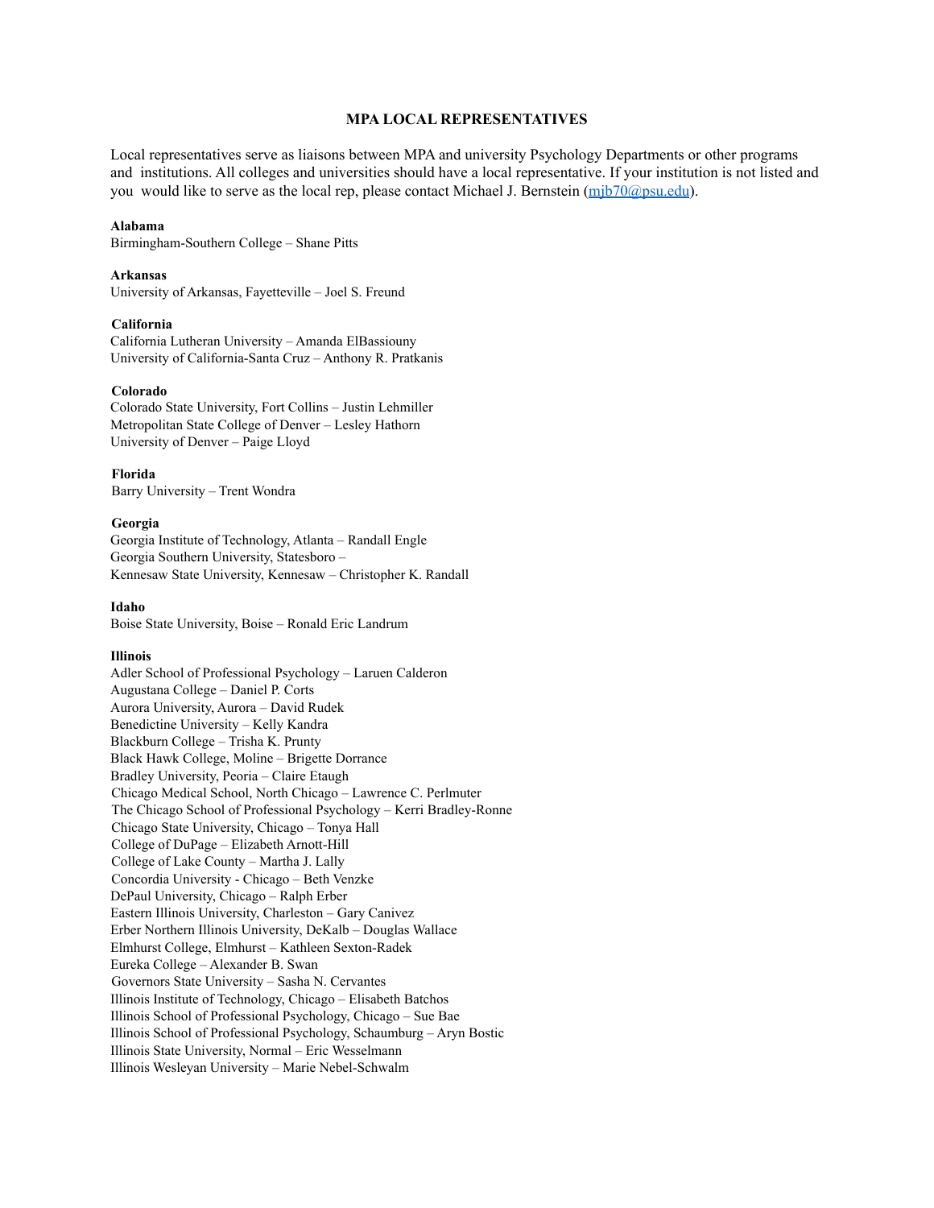## MPA LOCAL REPRESENTATIVES

Local representatives serve as liaisons between MPA and university Psychology Departments or other programs and institutions. All colleges and universities should have a local representative. If your institution is not listed and you would like to serve as the local rep, please contact Michael J. Bernstein (mjb70@psu.edu).

**Alabama**
Birmingham-Southern College – Shane Pitts

**Arkansas**
University of Arkansas, Fayetteville – Joel S. Freund

**California**
California Lutheran University – Amanda ElBassiouny
University of California-Santa Cruz – Anthony R. Pratkanis

**Colorado**
Colorado State University, Fort Collins – Justin Lehmiller
Metropolitan State College of Denver – Lesley Hathorn
University of Denver – Paige Lloyd

**Florida**
Barry University – Trent Wondra

**Georgia**
Georgia Institute of Technology, Atlanta – Randall Engle
Georgia Southern University, Statesboro –
Kennesaw State University, Kennesaw – Christopher K. Randall

**Idaho**
Boise State University, Boise – Ronald Eric Landrum

**Illinois**
Adler School of Professional Psychology – Laruen Calderon
Augustana College – Daniel P. Corts
Aurora University, Aurora – David Rudek
Benedictine University – Kelly Kandra
Blackburn College – Trisha K. Prunty
Black Hawk College, Moline – Brigette Dorrance
Bradley University, Peoria – Claire Etaugh
Chicago Medical School, North Chicago – Lawrence C. Perlmuter
The Chicago School of Professional Psychology – Kerri Bradley-Ronne
Chicago State University, Chicago – Tonya Hall
College of DuPage – Elizabeth Arnott-Hill
College of Lake County – Martha J. Lally
Concordia University - Chicago – Beth Venzke
DePaul University, Chicago – Ralph Erber
Eastern Illinois University, Charleston – Gary Canivez
Erber Northern Illinois University, DeKalb – Douglas Wallace
Elmhurst College, Elmhurst – Kathleen Sexton-Radek
Eureka College – Alexander B. Swan
Governors State University – Sasha N. Cervantes
Illinois Institute of Technology, Chicago – Elisabeth Batchos
Illinois School of Professional Psychology, Chicago – Sue Bae
Illinois School of Professional Psychology, Schaumburg – Aryn Bostic
Illinois State University, Normal – Eric Wesselmann
Illinois Wesleyan University – Marie Nebel-Schwalm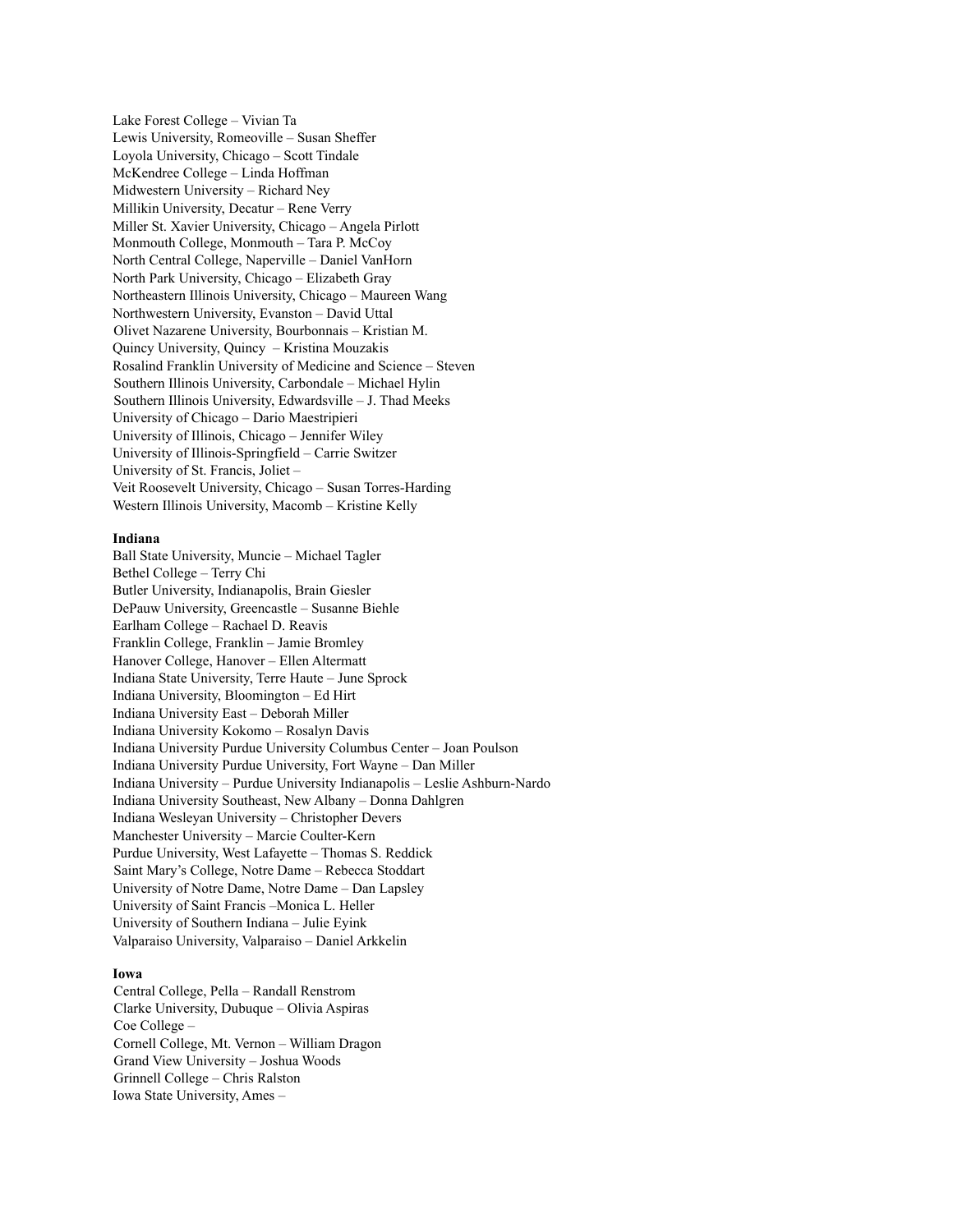Lake Forest College – Vivian Ta
Lewis University, Romeoville – Susan Sheffer
Loyola University, Chicago – Scott Tindale
McKendree College – Linda Hoffman
Midwestern University – Richard Ney
Millikin University, Decatur – Rene Verry
Miller St. Xavier University, Chicago – Angela Pirlott
Monmouth College, Monmouth – Tara P. McCoy
North Central College, Naperville – Daniel VanHorn
North Park University, Chicago – Elizabeth Gray
Northeastern Illinois University, Chicago – Maureen Wang
Northwestern University, Evanston – David Uttal
Olivet Nazarene University, Bourbonnais – Kristian M.
Quincy University, Quincy – Kristina Mouzakis
Rosalind Franklin University of Medicine and Science – Steven
Southern Illinois University, Carbondale – Michael Hylin
Southern Illinois University, Edwardsville – J. Thad Meeks
University of Chicago – Dario Maestripieri
University of Illinois, Chicago – Jennifer Wiley
University of Illinois-Springfield – Carrie Switzer
University of St. Francis, Joliet –
Veit Roosevelt University, Chicago – Susan Torres-Harding
Western Illinois University, Macomb – Kristine Kelly

**Indiana**

Ball State University, Muncie – Michael Tagler
Bethel College – Terry Chi
Butler University, Indianapolis, Brain Giesler
DePauw University, Greencastle – Susanne Biehle
Earlham College – Rachael D. Reavis
Franklin College, Franklin – Jamie Bromley
Hanover College, Hanover – Ellen Altermatt
Indiana State University, Terre Haute – June Sprock
Indiana University, Bloomington – Ed Hirt
Indiana University East – Deborah Miller
Indiana University Kokomo – Rosalyn Davis
Indiana University Purdue University Columbus Center – Joan Poulson
Indiana University Purdue University, Fort Wayne – Dan Miller
Indiana University – Purdue University Indianapolis – Leslie Ashburn-Nardo
Indiana University Southeast, New Albany – Donna Dahlgren
Indiana Wesleyan University – Christopher Devers
Manchester University – Marcie Coulter-Kern
Purdue University, West Lafayette – Thomas S. Reddick
Saint Mary's College, Notre Dame – Rebecca Stoddart
University of Notre Dame, Notre Dame – Dan Lapsley
University of Saint Francis –Monica L. Heller
University of Southern Indiana – Julie Eyink
Valparaiso University, Valparaiso – Daniel Arkkelin

**Iowa**

Central College, Pella – Randall Renstrom
Clarke University, Dubuque – Olivia Aspiras
Coe College –
Cornell College, Mt. Vernon – William Dragon
Grand View University – Joshua Woods
Grinnell College – Chris Ralston
Iowa State University, Ames –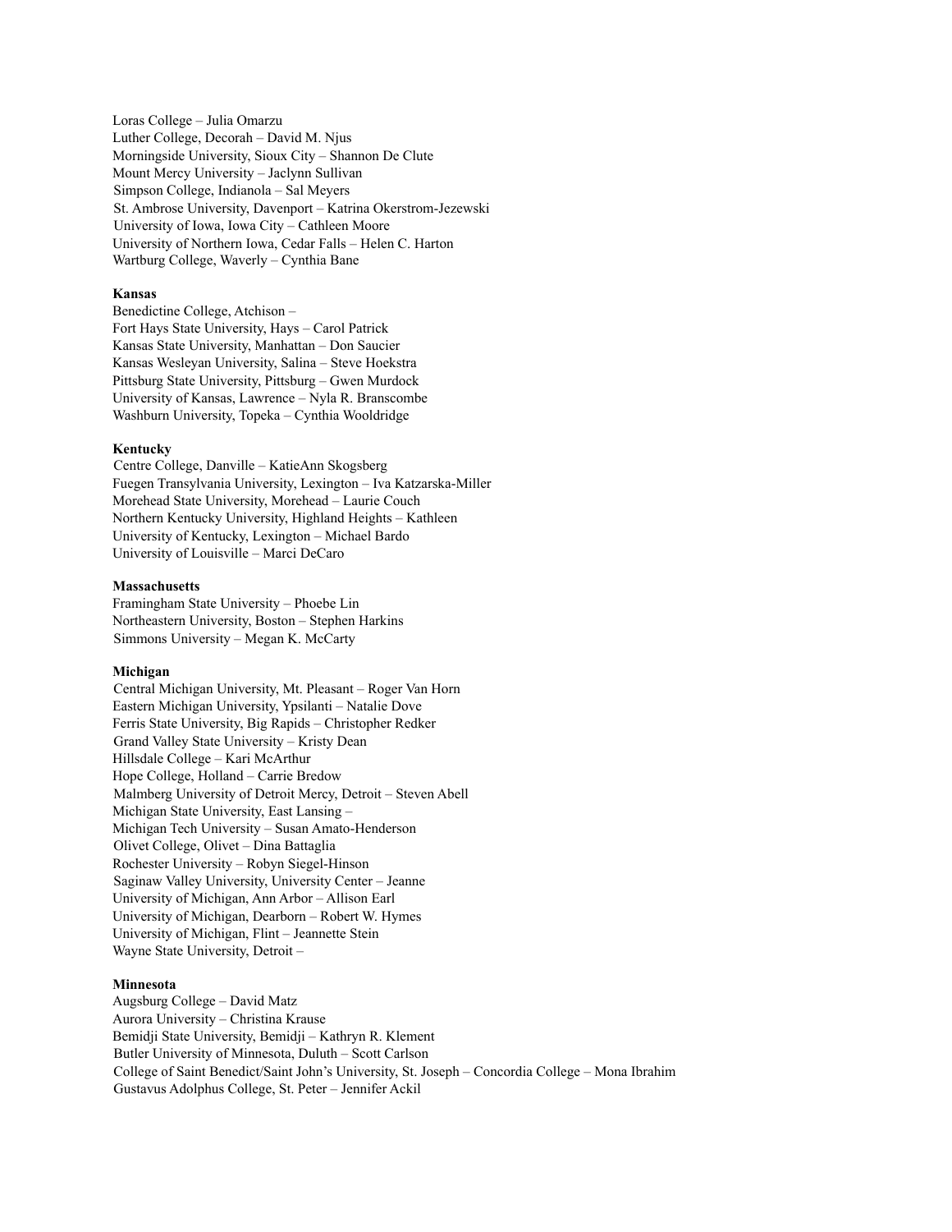Loras College – Julia Omarzu
Luther College, Decorah – David M. Njus
Morningside University, Sioux City – Shannon De Clute
Mount Mercy University – Jaclynn Sullivan
Simpson College, Indianola – Sal Meyers
St. Ambrose University, Davenport – Katrina Okerstrom-Jezewski
University of Iowa, Iowa City – Cathleen Moore
University of Northern Iowa, Cedar Falls – Helen C. Harton
Wartburg College, Waverly – Cynthia Bane

**Kansas**

Benedictine College, Atchison –
Fort Hays State University, Hays – Carol Patrick
Kansas State University, Manhattan – Don Saucier
Kansas Wesleyan University, Salina – Steve Hoekstra
Pittsburg State University, Pittsburg – Gwen Murdock
University of Kansas, Lawrence – Nyla R. Branscombe
Washburn University, Topeka – Cynthia Wooldridge

**Kentucky**

Centre College, Danville – KatieAnn Skogsberg
Fuegen Transylvania University, Lexington – Iva Katzarska-Miller
Morehead State University, Morehead – Laurie Couch
Northern Kentucky University, Highland Heights – Kathleen
University of Kentucky, Lexington – Michael Bardo
University of Louisville – Marci DeCaro

**Massachusetts**

Framingham State University – Phoebe Lin
Northeastern University, Boston – Stephen Harkins
Simmons University – Megan K. McCarty

**Michigan**

Central Michigan University, Mt. Pleasant – Roger Van Horn
Eastern Michigan University, Ypsilanti – Natalie Dove
Ferris State University, Big Rapids – Christopher Redker
Grand Valley State University – Kristy Dean
Hillsdale College – Kari McArthur
Hope College, Holland – Carrie Bredow
Malmberg University of Detroit Mercy, Detroit – Steven Abell
Michigan State University, East Lansing –
Michigan Tech University – Susan Amato-Henderson
Olivet College, Olivet – Dina Battaglia
Rochester University – Robyn Siegel-Hinson
Saginaw Valley University, University Center – Jeanne
University of Michigan, Ann Arbor – Allison Earl
University of Michigan, Dearborn – Robert W. Hymes
University of Michigan, Flint – Jeannette Stein
Wayne State University, Detroit –

**Minnesota**

Augsburg College – David Matz
Aurora University – Christina Krause
Bemidji State University, Bemidji – Kathryn R. Klement
Butler University of Minnesota, Duluth – Scott Carlson
College of Saint Benedict/Saint John's University, St. Joseph – Concordia College – Mona Ibrahim
Gustavus Adolphus College, St. Peter – Jennifer Ackil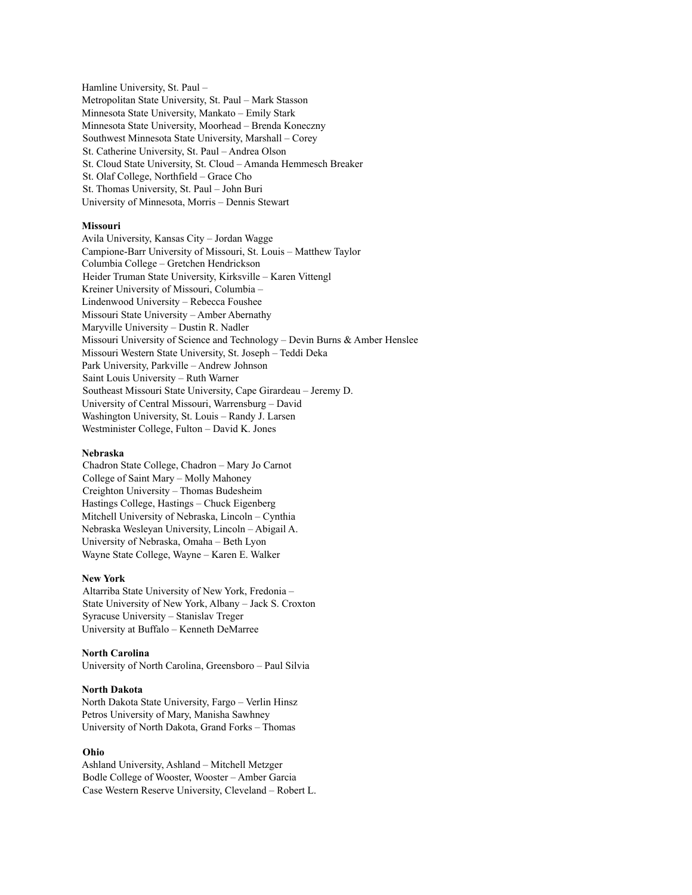Hamline University, St. Paul –
Metropolitan State University, St. Paul – Mark Stasson
Minnesota State University, Mankato – Emily Stark
Minnesota State University, Moorhead – Brenda Koneczny
Southwest Minnesota State University, Marshall – Corey
St. Catherine University, St. Paul – Andrea Olson
St. Cloud State University, St. Cloud – Amanda Hemmesch Breaker
St. Olaf College, Northfield – Grace Cho
St. Thomas University, St. Paul – John Buri
University of Minnesota, Morris – Dennis Stewart

**Missouri**
Avila University, Kansas City – Jordan Wagge
Campione-Barr University of Missouri, St. Louis – Matthew Taylor
Columbia College – Gretchen Hendrickson
Heider Truman State University, Kirksville – Karen Vittengl
Kreiner University of Missouri, Columbia –
Lindenwood University – Rebecca Foushee
Missouri State University – Amber Abernathy
Maryville University – Dustin R. Nadler
Missouri University of Science and Technology – Devin Burns & Amber Henslee
Missouri Western State University, St. Joseph – Teddi Deka
Park University, Parkville – Andrew Johnson
Saint Louis University – Ruth Warner
Southeast Missouri State University, Cape Girardeau – Jeremy D.
University of Central Missouri, Warrensburg – David
Washington University, St. Louis – Randy J. Larsen
Westminister College, Fulton – David K. Jones

**Nebraska**
Chadron State College, Chadron – Mary Jo Carnot
College of Saint Mary – Molly Mahoney
Creighton University – Thomas Budesheim
Hastings College, Hastings – Chuck Eigenberg
Mitchell University of Nebraska, Lincoln – Cynthia
Nebraska Wesleyan University, Lincoln – Abigail A.
University of Nebraska, Omaha – Beth Lyon
Wayne State College, Wayne – Karen E. Walker

**New York**
Altarriba State University of New York, Fredonia –
State University of New York, Albany – Jack S. Croxton
Syracuse University – Stanislav Treger
University at Buffalo – Kenneth DeMarree

**North Carolina**
University of North Carolina, Greensboro – Paul Silvia

**North Dakota**
North Dakota State University, Fargo – Verlin Hinsz
Petros University of Mary, Manisha Sawhney
University of North Dakota, Grand Forks – Thomas

**Ohio**
Ashland University, Ashland – Mitchell Metzger
Bodle College of Wooster, Wooster – Amber Garcia
Case Western Reserve University, Cleveland – Robert L.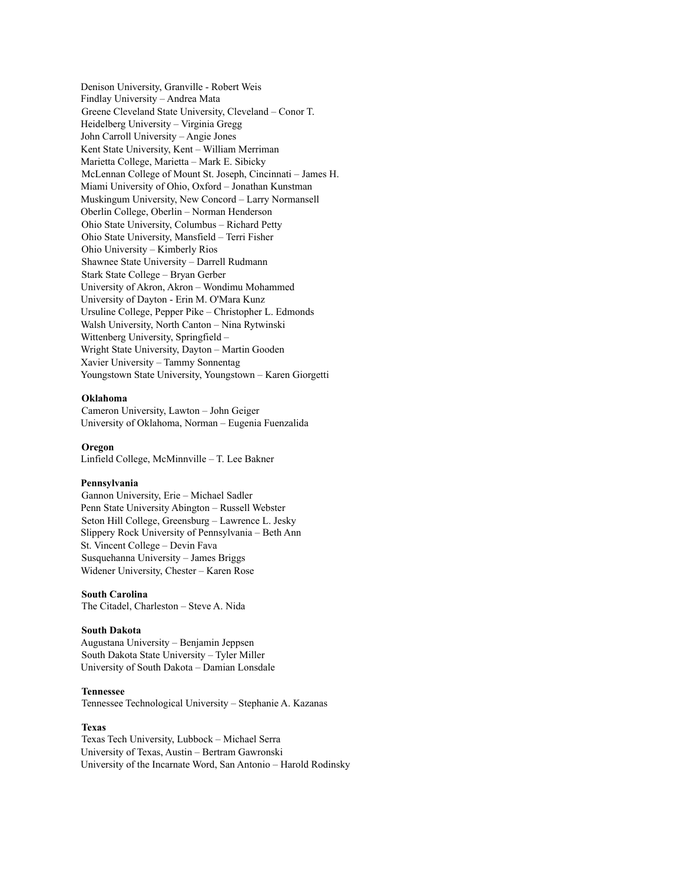Denison University, Granville - Robert Weis
Findlay University – Andrea Mata
Greene Cleveland State University, Cleveland – Conor T.
Heidelberg University – Virginia Gregg
John Carroll University – Angie Jones
Kent State University, Kent – William Merriman
Marietta College, Marietta – Mark E. Sibicky
McLennan College of Mount St. Joseph, Cincinnati – James H.
Miami University of Ohio, Oxford – Jonathan Kunstman
Muskingum University, New Concord – Larry Normansell
Oberlin College, Oberlin – Norman Henderson
Ohio State University, Columbus – Richard Petty
Ohio State University, Mansfield – Terri Fisher
Ohio University – Kimberly Rios
Shawnee State University – Darrell Rudmann
Stark State College – Bryan Gerber
University of Akron, Akron – Wondimu Mohammed
University of Dayton - Erin M. O'Mara Kunz
Ursuline College, Pepper Pike – Christopher L. Edmonds
Walsh University, North Canton – Nina Rytwinski
Wittenberg University, Springfield –
Wright State University, Dayton – Martin Gooden
Xavier University – Tammy Sonnentag
Youngstown State University, Youngstown – Karen Giorgetti

**Oklahoma**
Cameron University, Lawton – John Geiger
University of Oklahoma, Norman – Eugenia Fuenzalida

**Oregon**
Linfield College, McMinnville – T. Lee Bakner

**Pennsylvania**
Gannon University, Erie – Michael Sadler
Penn State University Abington – Russell Webster
Seton Hill College, Greensburg – Lawrence L. Jesky
Slippery Rock University of Pennsylvania – Beth Ann
St. Vincent College – Devin Fava
Susquehanna University – James Briggs
Widener University, Chester – Karen Rose

**South Carolina**
The Citadel, Charleston – Steve A. Nida

**South Dakota**
Augustana University – Benjamin Jeppsen
South Dakota State University – Tyler Miller
University of South Dakota – Damian Lonsdale

**Tennessee**
Tennessee Technological University – Stephanie A. Kazanas

**Texas**
Texas Tech University, Lubbock – Michael Serra
University of Texas, Austin – Bertram Gawronski
University of the Incarnate Word, San Antonio – Harold Rodinsky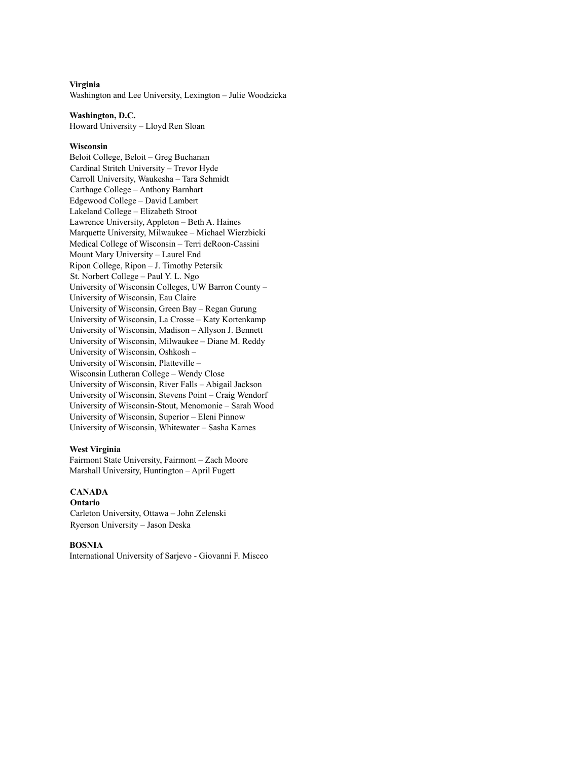**Virginia**
Washington and Lee University, Lexington – Julie Woodzicka

**Washington, D.C.**
Howard University – Lloyd Ren Sloan

**Wisconsin**
Beloit College, Beloit – Greg Buchanan
Cardinal Stritch University – Trevor Hyde
Carroll University, Waukesha – Tara Schmidt
Carthage College – Anthony Barnhart
Edgewood College – David Lambert
Lakeland College – Elizabeth Stroot
Lawrence University, Appleton – Beth A. Haines
Marquette University, Milwaukee – Michael Wierzbicki
Medical College of Wisconsin – Terri deRoon-Cassini
Mount Mary University – Laurel End
Ripon College, Ripon – J. Timothy Petersik
St. Norbert College – Paul Y. L. Ngo
University of Wisconsin Colleges, UW Barron County –
University of Wisconsin, Eau Claire
University of Wisconsin, Green Bay – Regan Gurung
University of Wisconsin, La Crosse – Katy Kortenkamp
University of Wisconsin, Madison – Allyson J. Bennett
University of Wisconsin, Milwaukee – Diane M. Reddy
University of Wisconsin, Oshkosh –
University of Wisconsin, Platteville –
Wisconsin Lutheran College – Wendy Close
University of Wisconsin, River Falls – Abigail Jackson
University of Wisconsin, Stevens Point – Craig Wendorf
University of Wisconsin-Stout, Menomonie – Sarah Wood
University of Wisconsin, Superior – Eleni Pinnow
University of Wisconsin, Whitewater – Sasha Karnes

**West Virginia**
Fairmont State University, Fairmont – Zach Moore
Marshall University, Huntington – April Fugett

**CANADA**
**Ontario**
Carleton University, Ottawa – John Zelenski
Ryerson University – Jason Deska

**BOSNIA**
International University of Sarjevo - Giovanni F. Misceo